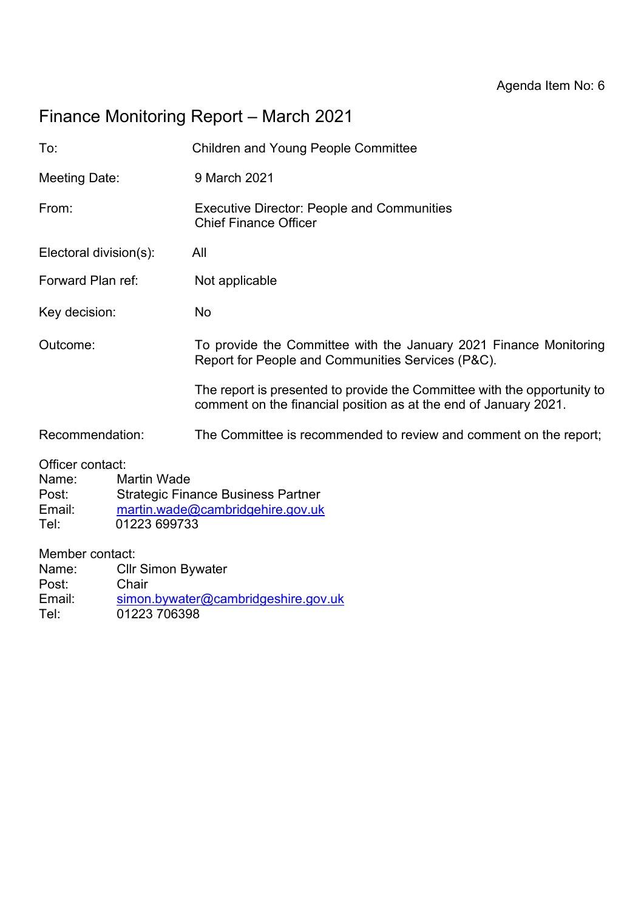Agenda Item No: 6

# Finance Monitoring Report – March 2021

| | |
|---|---|
| To: | Children and Young People Committee |
| Meeting Date: | 9 March 2021 |
| From: | Executive Director: People and Communities<br>Chief Finance Officer |
| Electoral division(s): | All |
| Forward Plan ref: | Not applicable |
| Key decision: | No |
| Outcome: | To provide the Committee with the January 2021 Finance Monitoring Report for People and Communities Services (P&C).<br><br>The report is presented to provide the Committee with the opportunity to comment on the financial position as at the end of January 2021. |
| Recommendation: | The Committee is recommended to review and comment on the report; |

Officer contact:
Name: Martin Wade
Post: Strategic Finance Business Partner
Email: martin.wade@cambridgehire.gov.uk
Tel: 01223 699733

Member contact:
Name: Cllr Simon Bywater
Post: Chair
Email: simon.bywater@cambridgeshire.gov.uk
Tel: 01223 706398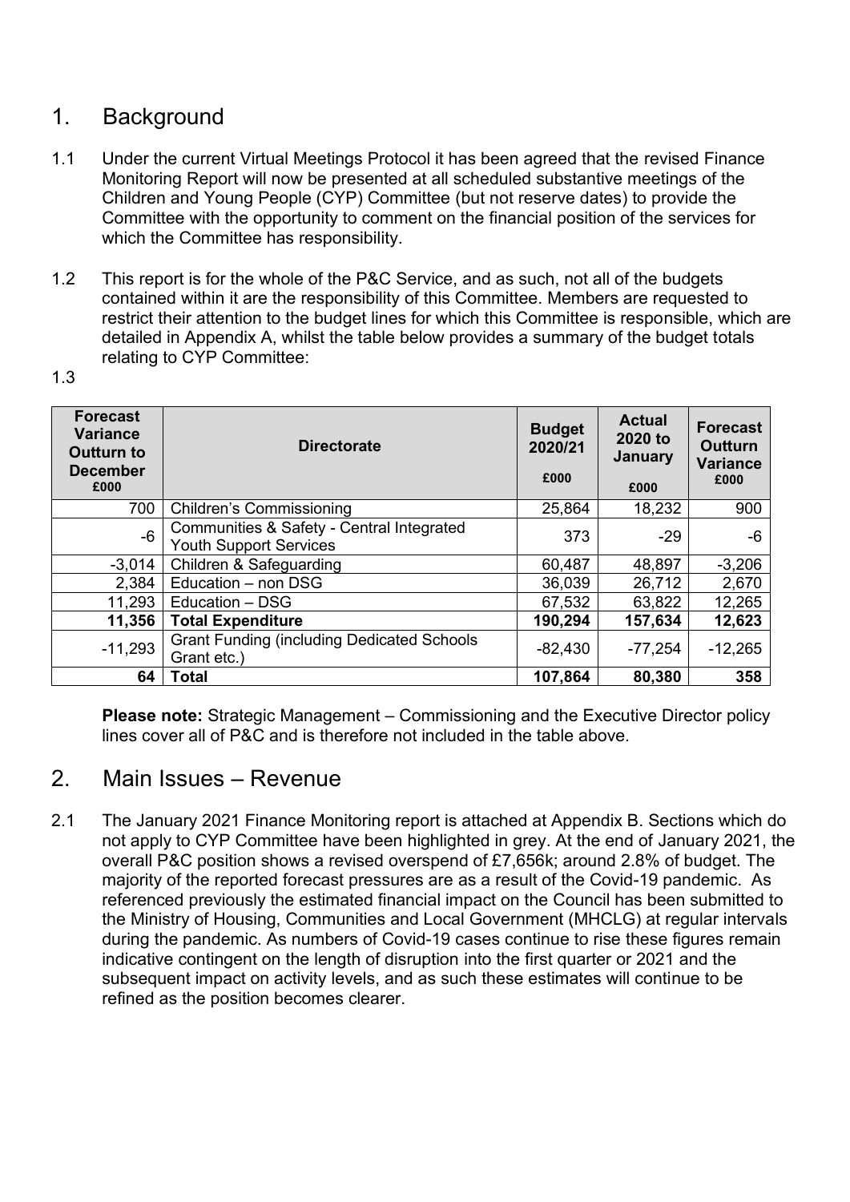## 1. Background

1.1 Under the current Virtual Meetings Protocol it has been agreed that the revised Finance Monitoring Report will now be presented at all scheduled substantive meetings of the Children and Young People (CYP) Committee (but not reserve dates) to provide the Committee with the opportunity to comment on the financial position of the services for which the Committee has responsibility.

1.2 This report is for the whole of the P&C Service, and as such, not all of the budgets contained within it are the responsibility of this Committee. Members are requested to restrict their attention to the budget lines for which this Committee is responsible, which are detailed in Appendix A, whilst the table below provides a summary of the budget totals relating to CYP Committee:

1.3

| Forecast Variance Outturn to December £000 | Directorate | Budget 2020/21 £000 | Actual 2020 to January £000 | Forecast Outturn Variance £000 |
|---|---|---|---|---|
| 700 | Children's Commissioning | 25,864 | 18,232 | 900 |
| -6 | Communities & Safety - Central Integrated Youth Support Services | 373 | -29 | -6 |
| -3,014 | Children & Safeguarding | 60,487 | 48,897 | -3,206 |
| 2,384 | Education – non DSG | 36,039 | 26,712 | 2,670 |
| 11,293 | Education – DSG | 67,532 | 63,822 | 12,265 |
| **11,356** | **Total Expenditure** | **190,294** | **157,634** | **12,623** |
| -11,293 | Grant Funding (including Dedicated Schools Grant etc.) | -82,430 | -77,254 | -12,265 |
| **64** | **Total** | **107,864** | **80,380** | **358** |

**Please note:** Strategic Management – Commissioning and the Executive Director policy lines cover all of P&C and is therefore not included in the table above.

## 2. Main Issues – Revenue

2.1 The January 2021 Finance Monitoring report is attached at Appendix B. Sections which do not apply to CYP Committee have been highlighted in grey. At the end of January 2021, the overall P&C position shows a revised overspend of £7,656k; around 2.8% of budget. The majority of the reported forecast pressures are as a result of the Covid-19 pandemic. As referenced previously the estimated financial impact on the Council has been submitted to the Ministry of Housing, Communities and Local Government (MHCLG) at regular intervals during the pandemic. As numbers of Covid-19 cases continue to rise these figures remain indicative contingent on the length of disruption into the first quarter or 2021 and the subsequent impact on activity levels, and as such these estimates will continue to be refined as the position becomes clearer.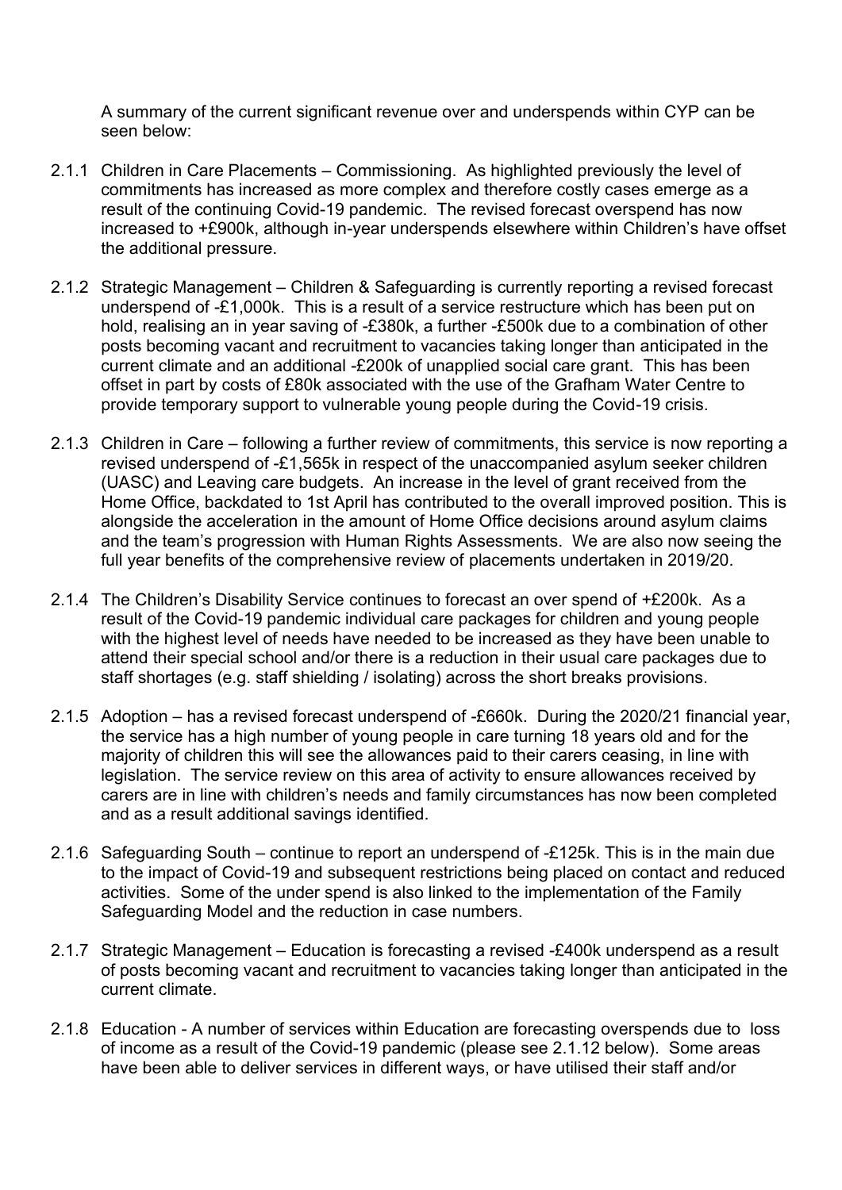A summary of the current significant revenue over and underspends within CYP can be seen below:

2.1.1 Children in Care Placements – Commissioning. As highlighted previously the level of commitments has increased as more complex and therefore costly cases emerge as a result of the continuing Covid-19 pandemic. The revised forecast overspend has now increased to +£900k, although in-year underspends elsewhere within Children's have offset the additional pressure.

2.1.2 Strategic Management – Children & Safeguarding is currently reporting a revised forecast underspend of -£1,000k. This is a result of a service restructure which has been put on hold, realising an in year saving of -£380k, a further -£500k due to a combination of other posts becoming vacant and recruitment to vacancies taking longer than anticipated in the current climate and an additional -£200k of unapplied social care grant. This has been offset in part by costs of £80k associated with the use of the Grafham Water Centre to provide temporary support to vulnerable young people during the Covid-19 crisis.

2.1.3 Children in Care – following a further review of commitments, this service is now reporting a revised underspend of -£1,565k in respect of the unaccompanied asylum seeker children (UASC) and Leaving care budgets. An increase in the level of grant received from the Home Office, backdated to 1st April has contributed to the overall improved position. This is alongside the acceleration in the amount of Home Office decisions around asylum claims and the team's progression with Human Rights Assessments. We are also now seeing the full year benefits of the comprehensive review of placements undertaken in 2019/20.

2.1.4 The Children's Disability Service continues to forecast an over spend of +£200k. As a result of the Covid-19 pandemic individual care packages for children and young people with the highest level of needs have needed to be increased as they have been unable to attend their special school and/or there is a reduction in their usual care packages due to staff shortages (e.g. staff shielding / isolating) across the short breaks provisions.

2.1.5 Adoption – has a revised forecast underspend of -£660k. During the 2020/21 financial year, the service has a high number of young people in care turning 18 years old and for the majority of children this will see the allowances paid to their carers ceasing, in line with legislation. The service review on this area of activity to ensure allowances received by carers are in line with children's needs and family circumstances has now been completed and as a result additional savings identified.

2.1.6 Safeguarding South – continue to report an underspend of -£125k. This is in the main due to the impact of Covid-19 and subsequent restrictions being placed on contact and reduced activities. Some of the under spend is also linked to the implementation of the Family Safeguarding Model and the reduction in case numbers.

2.1.7 Strategic Management – Education is forecasting a revised -£400k underspend as a result of posts becoming vacant and recruitment to vacancies taking longer than anticipated in the current climate.

2.1.8 Education - A number of services within Education are forecasting overspends due to loss of income as a result of the Covid-19 pandemic (please see 2.1.12 below). Some areas have been able to deliver services in different ways, or have utilised their staff and/or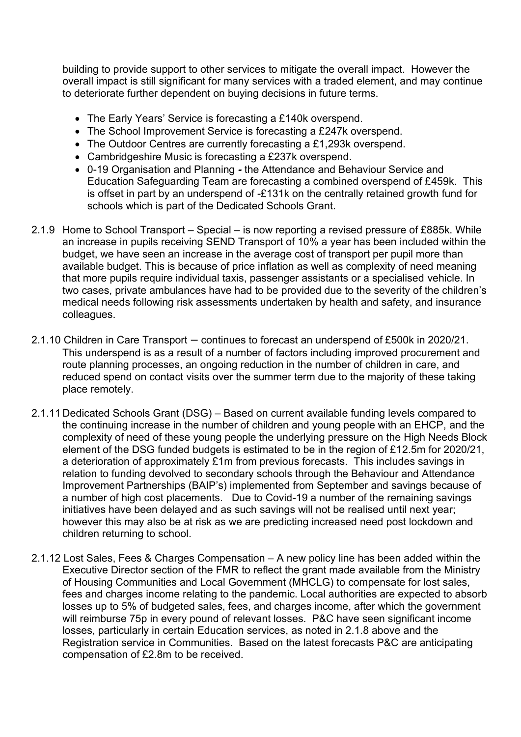building to provide support to other services to mitigate the overall impact. However the overall impact is still significant for many services with a traded element, and may continue to deteriorate further dependent on buying decisions in future terms.

- The Early Years' Service is forecasting a £140k overspend.
- The School Improvement Service is forecasting a £247k overspend.
- The Outdoor Centres are currently forecasting a £1,293k overspend.
- Cambridgeshire Music is forecasting a £237k overspend.
- 0-19 Organisation and Planning **-** the Attendance and Behaviour Service and Education Safeguarding Team are forecasting a combined overspend of £459k. This is offset in part by an underspend of -£131k on the centrally retained growth fund for schools which is part of the Dedicated Schools Grant.

2.1.9 Home to School Transport – Special – is now reporting a revised pressure of £885k. While an increase in pupils receiving SEND Transport of 10% a year has been included within the budget, we have seen an increase in the average cost of transport per pupil more than available budget. This is because of price inflation as well as complexity of need meaning that more pupils require individual taxis, passenger assistants or a specialised vehicle. In two cases, private ambulances have had to be provided due to the severity of the children's medical needs following risk assessments undertaken by health and safety, and insurance colleagues.

2.1.10 Children in Care Transport – continues to forecast an underspend of £500k in 2020/21. This underspend is as a result of a number of factors including improved procurement and route planning processes, an ongoing reduction in the number of children in care, and reduced spend on contact visits over the summer term due to the majority of these taking place remotely.

2.1.11 Dedicated Schools Grant (DSG) – Based on current available funding levels compared to the continuing increase in the number of children and young people with an EHCP, and the complexity of need of these young people the underlying pressure on the High Needs Block element of the DSG funded budgets is estimated to be in the region of £12.5m for 2020/21, a deterioration of approximately £1m from previous forecasts. This includes savings in relation to funding devolved to secondary schools through the Behaviour and Attendance Improvement Partnerships (BAIP's) implemented from September and savings because of a number of high cost placements. Due to Covid-19 a number of the remaining savings initiatives have been delayed and as such savings will not be realised until next year; however this may also be at risk as we are predicting increased need post lockdown and children returning to school.

2.1.12 Lost Sales, Fees & Charges Compensation – A new policy line has been added within the Executive Director section of the FMR to reflect the grant made available from the Ministry of Housing Communities and Local Government (MHCLG) to compensate for lost sales, fees and charges income relating to the pandemic. Local authorities are expected to absorb losses up to 5% of budgeted sales, fees, and charges income, after which the government will reimburse 75p in every pound of relevant losses. P&C have seen significant income losses, particularly in certain Education services, as noted in 2.1.8 above and the Registration service in Communities. Based on the latest forecasts P&C are anticipating compensation of £2.8m to be received.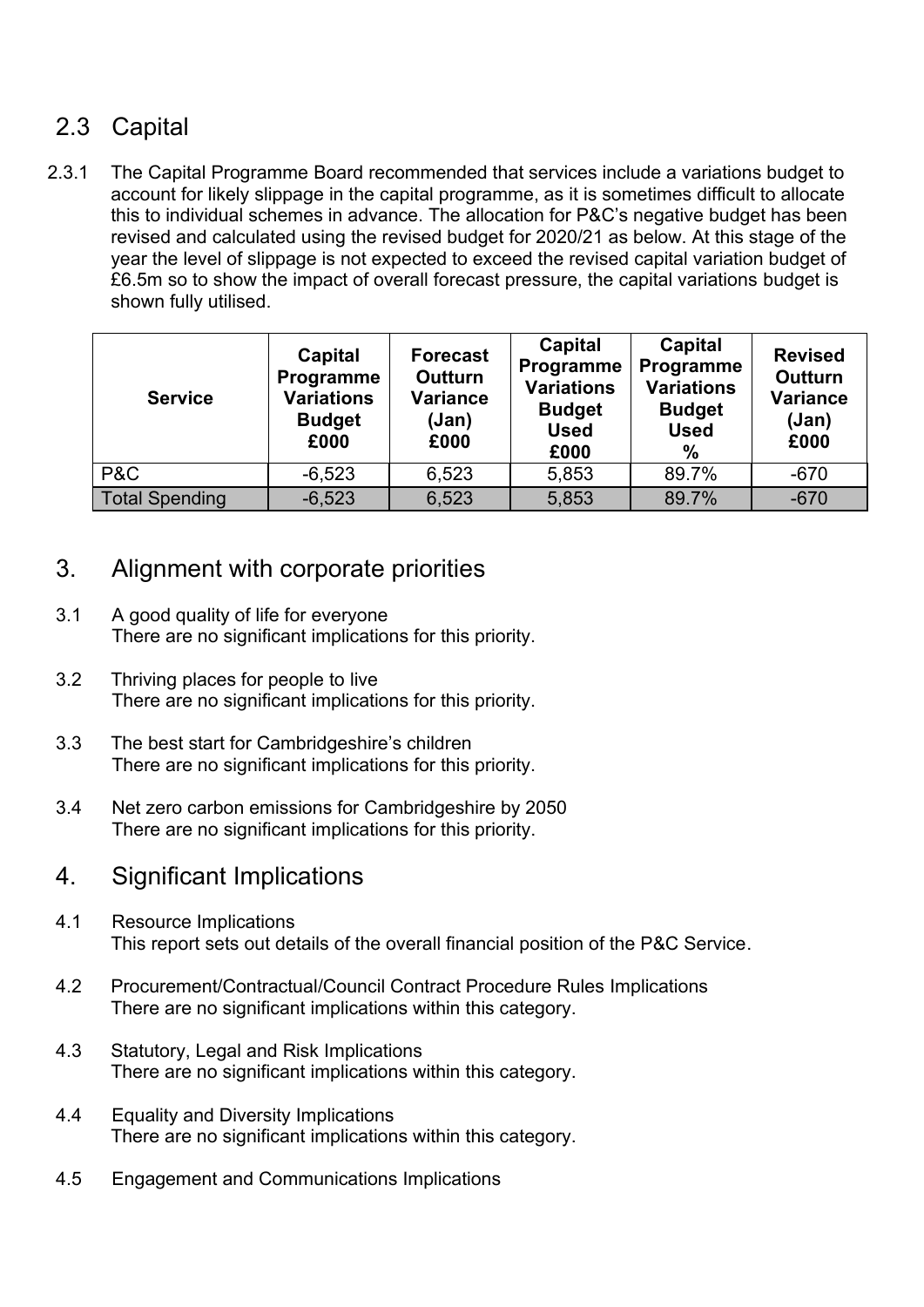## 2.3 Capital

2.3.1 The Capital Programme Board recommended that services include a variations budget to account for likely slippage in the capital programme, as it is sometimes difficult to allocate this to individual schemes in advance. The allocation for P&C's negative budget has been revised and calculated using the revised budget for 2020/21 as below. At this stage of the year the level of slippage is not expected to exceed the revised capital variation budget of £6.5m so to show the impact of overall forecast pressure, the capital variations budget is shown fully utilised.

| Service | Capital Programme Variations Budget £000 | Forecast Outturn Variance (Jan) £000 | Capital Programme Variations Budget Used £000 | Capital Programme Variations Budget Used % | Revised Outturn Variance (Jan) £000 |
|---|---|---|---|---|---|
| P&C | -6,523 | 6,523 | 5,853 | 89.7% | -670 |
| Total Spending | -6,523 | 6,523 | 5,853 | 89.7% | -670 |

## 3. Alignment with corporate priorities

3.1 A good quality of life for everyone
There are no significant implications for this priority.

3.2 Thriving places for people to live
There are no significant implications for this priority.

3.3 The best start for Cambridgeshire's children
There are no significant implications for this priority.

3.4 Net zero carbon emissions for Cambridgeshire by 2050
There are no significant implications for this priority.

## 4. Significant Implications

4.1 Resource Implications
This report sets out details of the overall financial position of the P&C Service.

4.2 Procurement/Contractual/Council Contract Procedure Rules Implications
There are no significant implications within this category.

4.3 Statutory, Legal and Risk Implications
There are no significant implications within this category.

4.4 Equality and Diversity Implications
There are no significant implications within this category.

4.5 Engagement and Communications Implications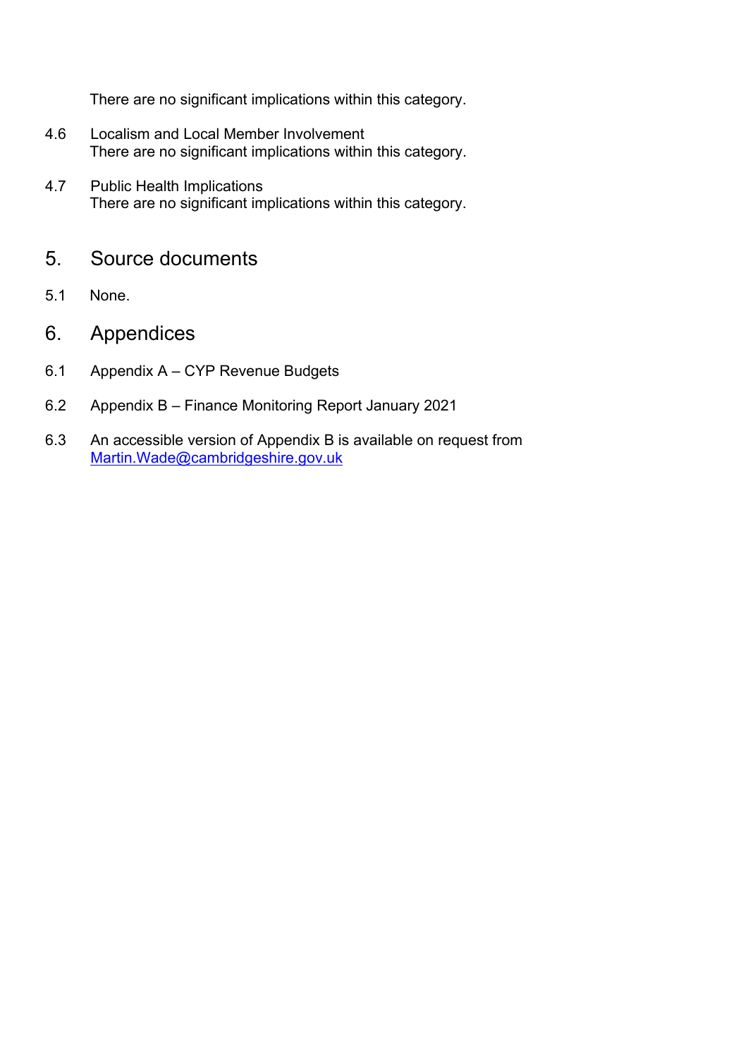There are no significant implications within this category.

4.6 Localism and Local Member Involvement
There are no significant implications within this category.

4.7 Public Health Implications
There are no significant implications within this category.

## 5. Source documents

5.1 None.

## 6. Appendices

6.1 Appendix A – CYP Revenue Budgets

6.2 Appendix B – Finance Monitoring Report January 2021

6.3 An accessible version of Appendix B is available on request from Martin.Wade@cambridgeshire.gov.uk